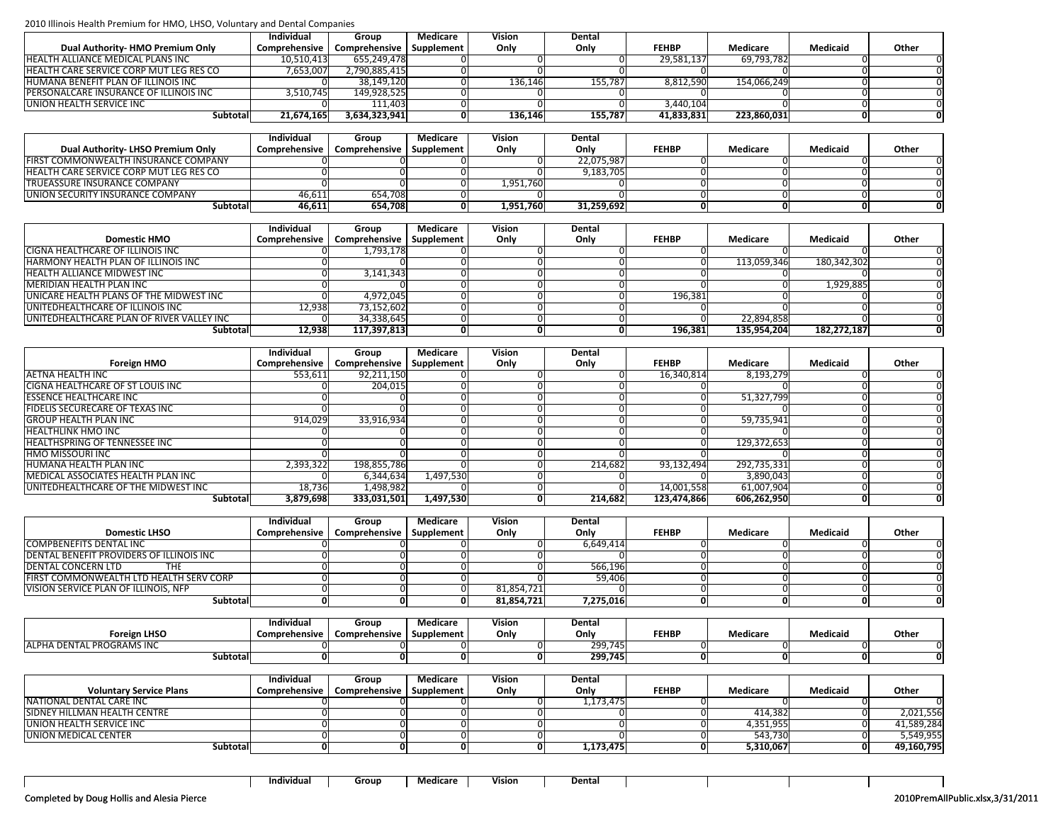2010 Illinois Health Premium for HMO, LHSO, Voluntary and Dental Companies

| Dual Authority- HMO Premium Only | Individual Comprehensive | Group Comprehensive | Medicare Supplement | Vision Only | Dental Only | FEHBP | Medicare | Medicaid | Other |
|---|---|---|---|---|---|---|---|---|---|
| HEALTH ALLIANCE MEDICAL PLANS INC | 10,510,413 | 655,249,478 | 0 | 0 | 0 | 29,581,137 | 69,793,782 | 0 | 0 |
| HEALTH CARE SERVICE CORP MUT LEG RES CO | 7,653,007 | 2,790,885,415 | 0 | 0 | 0 | 0 | 0 | 0 | 0 |
| HUMANA BENEFIT PLAN OF ILLINOIS INC | 0 | 38,149,120 | 0 | 136,146 | 155,787 | 8,812,590 | 154,066,249 | 0 | 0 |
| PERSONALCARE INSURANCE OF ILLINOIS INC | 3,510,745 | 149,928,525 | 0 | 0 | 0 | 0 | 0 | 0 | 0 |
| UNION HEALTH SERVICE INC | 0 | 111,403 | 0 | 0 | 0 | 3,440,104 | 0 | 0 | 0 |
| **Subtotal** | **21,674,165** | **3,634,323,941** | **0** | **136,146** | **155,787** | **41,833,831** | **223,860,031** | **0** | **0** |

| Dual Authority- LHSO Premium Only | Individual Comprehensive | Group Comprehensive | Medicare Supplement | Vision Only | Dental Only | FEHBP | Medicare | Medicaid | Other |
|---|---|---|---|---|---|---|---|---|---|
| FIRST COMMONWEALTH INSURANCE COMPANY | 0 | 0 | 0 | 0 | 22,075,987 | 0 | 0 | 0 | 0 |
| HEALTH CARE SERVICE CORP MUT LEG RES CO | 0 | 0 | 0 | 0 | 9,183,705 | 0 | 0 | 0 | 0 |
| TRUEASSURE INSURANCE COMPANY | 0 | 0 | 0 | 1,951,760 | 0 | 0 | 0 | 0 | 0 |
| UNION SECURITY INSURANCE COMPANY | 46,611 | 654,708 | 0 | 0 | 0 | 0 | 0 | 0 | 0 |
| **Subtotal** | **46,611** | **654,708** | **0** | **1,951,760** | **31,259,692** | **0** | **0** | **0** | **0** |

| Domestic HMO | Individual Comprehensive | Group Comprehensive | Medicare Supplement | Vision Only | Dental Only | FEHBP | Medicare | Medicaid | Other |
|---|---|---|---|---|---|---|---|---|---|
| CIGNA HEALTHCARE OF ILLINOIS INC | 0 | 1,793,178 | 0 | 0 | 0 | 0 | 0 | 0 | 0 |
| HARMONY HEALTH PLAN OF ILLINOIS INC | 0 | 0 | 0 | 0 | 0 | 0 | 113,059,346 | 180,342,302 | 0 |
| HEALTH ALLIANCE MIDWEST INC | 0 | 3,141,343 | 0 | 0 | 0 | 0 | 0 | 0 | 0 |
| MERIDIAN HEALTH PLAN INC | 0 | 0 | 0 | 0 | 0 | 0 | 0 | 1,929,885 | 0 |
| UNICARE HEALTH PLANS OF THE MIDWEST INC | 0 | 4,972,045 | 0 | 0 | 0 | 196,381 | 0 | 0 | 0 |
| UNITEDHEALTHCARE OF ILLINOIS INC | 12,938 | 73,152,602 | 0 | 0 | 0 | 0 | 0 | 0 | 0 |
| UNITEDHEALTHCARE PLAN OF RIVER VALLEY INC | 0 | 34,338,645 | 0 | 0 | 0 | 0 | 22,894,858 | 0 | 0 |
| **Subtotal** | **12,938** | **117,397,813** | **0** | **0** | **0** | **196,381** | **135,954,204** | **182,272,187** | **0** |

| Foreign HMO | Individual Comprehensive | Group Comprehensive | Medicare Supplement | Vision Only | Dental Only | FEHBP | Medicare | Medicaid | Other |
|---|---|---|---|---|---|---|---|---|---|
| AETNA HEALTH INC | 553,611 | 92,211,150 | 0 | 0 | 0 | 16,340,814 | 8,193,279 | 0 | 0 |
| CIGNA HEALTHCARE OF ST LOUIS INC | 0 | 204,015 | 0 | 0 | 0 | 0 | 0 | 0 | 0 |
| ESSENCE HEALTHCARE INC | 0 | 0 | 0 | 0 | 0 | 0 | 51,327,799 | 0 | 0 |
| FIDELIS SECURECARE OF TEXAS INC | 0 | 0 | 0 | 0 | 0 | 0 | 0 | 0 | 0 |
| GROUP HEALTH PLAN INC | 914,029 | 33,916,934 | 0 | 0 | 0 | 0 | 59,735,941 | 0 | 0 |
| HEALTHLINK HMO INC | 0 | 0 | 0 | 0 | 0 | 0 | 0 | 0 | 0 |
| HEALTHSPRING OF TENNESSEE INC | 0 | 0 | 0 | 0 | 0 | 0 | 129,372,653 | 0 | 0 |
| HMO MISSOURI INC | 0 | 0 | 0 | 0 | 0 | 0 | 0 | 0 | 0 |
| HUMANA HEALTH PLAN INC | 2,393,322 | 198,855,786 | 0 | 0 | 214,682 | 93,132,494 | 292,735,331 | 0 | 0 |
| MEDICAL ASSOCIATES HEALTH PLAN INC | 0 | 6,344,634 | 1,497,530 | 0 | 0 | 0 | 3,890,043 | 0 | 0 |
| UNITEDHEALTHCARE OF THE MIDWEST INC | 18,736 | 1,498,982 | 0 | 0 | 0 | 14,001,558 | 61,007,904 | 0 | 0 |
| **Subtotal** | **3,879,698** | **333,031,501** | **1,497,530** | **0** | **214,682** | **123,474,866** | **606,262,950** | **0** | **0** |

| Domestic LHSO | Individual Comprehensive | Group Comprehensive | Medicare Supplement | Vision Only | Dental Only | FEHBP | Medicare | Medicaid | Other |
|---|---|---|---|---|---|---|---|---|---|
| COMPBENEFITS DENTAL INC | 0 | 0 | 0 | 0 | 6,649,414 | 0 | 0 | 0 | 0 |
| DENTAL BENEFIT PROVIDERS OF ILLINOIS INC | 0 | 0 | 0 | 0 | 0 | 0 | 0 | 0 | 0 |
| DENTAL CONCERN LTD THE | 0 | 0 | 0 | 0 | 566,196 | 0 | 0 | 0 | 0 |
| FIRST COMMONWEALTH LTD HEALTH SERV CORP | 0 | 0 | 0 | 0 | 59,406 | 0 | 0 | 0 | 0 |
| VISION SERVICE PLAN OF ILLINOIS, NFP | 0 | 0 | 0 | 81,854,721 | 0 | 0 | 0 | 0 | 0 |
| **Subtotal** | **0** | **0** | **0** | **81,854,721** | **7,275,016** | **0** | **0** | **0** | **0** |

| Foreign LHSO | Individual Comprehensive | Group Comprehensive | Medicare Supplement | Vision Only | Dental Only | FEHBP | Medicare | Medicaid | Other |
|---|---|---|---|---|---|---|---|---|---|
| ALPHA DENTAL PROGRAMS INC | 0 | 0 | 0 | 0 | 299,745 | 0 | 0 | 0 | 0 |
| **Subtotal** | **0** | **0** | **0** | **0** | **299,745** | **0** | **0** | **0** | **0** |

| Voluntary Service Plans | Individual Comprehensive | Group Comprehensive | Medicare Supplement | Vision Only | Dental Only | FEHBP | Medicare | Medicaid | Other |
|---|---|---|---|---|---|---|---|---|---|
| NATIONAL DENTAL CARE INC | 0 | 0 | 0 | 0 | 1,173,475 | 0 | 0 | 0 | 0 |
| SIDNEY HILLMAN HEALTH CENTRE | 0 | 0 | 0 | 0 | 0 | 0 | 414,382 | 0 | 2,021,556 |
| UNION HEALTH SERVICE INC | 0 | 0 | 0 | 0 | 0 | 0 | 4,351,955 | 0 | 41,589,284 |
| UNION MEDICAL CENTER | 0 | 0 | 0 | 0 | 0 | 0 | 543,730 | 0 | 5,549,955 |
| **Subtotal** | **0** | **0** | **0** | **0** | **1,173,475** | **0** | **5,310,067** | **0** | **49,160,795** |

| | Individual | Group | Medicare | Vision | Dental | | | | |
|---|---|---|---|---|---|---|---|---|---|

Completed by Doug Hollis and Alesia Pierce

2010PremAllPublic.xlsx,3/31/2011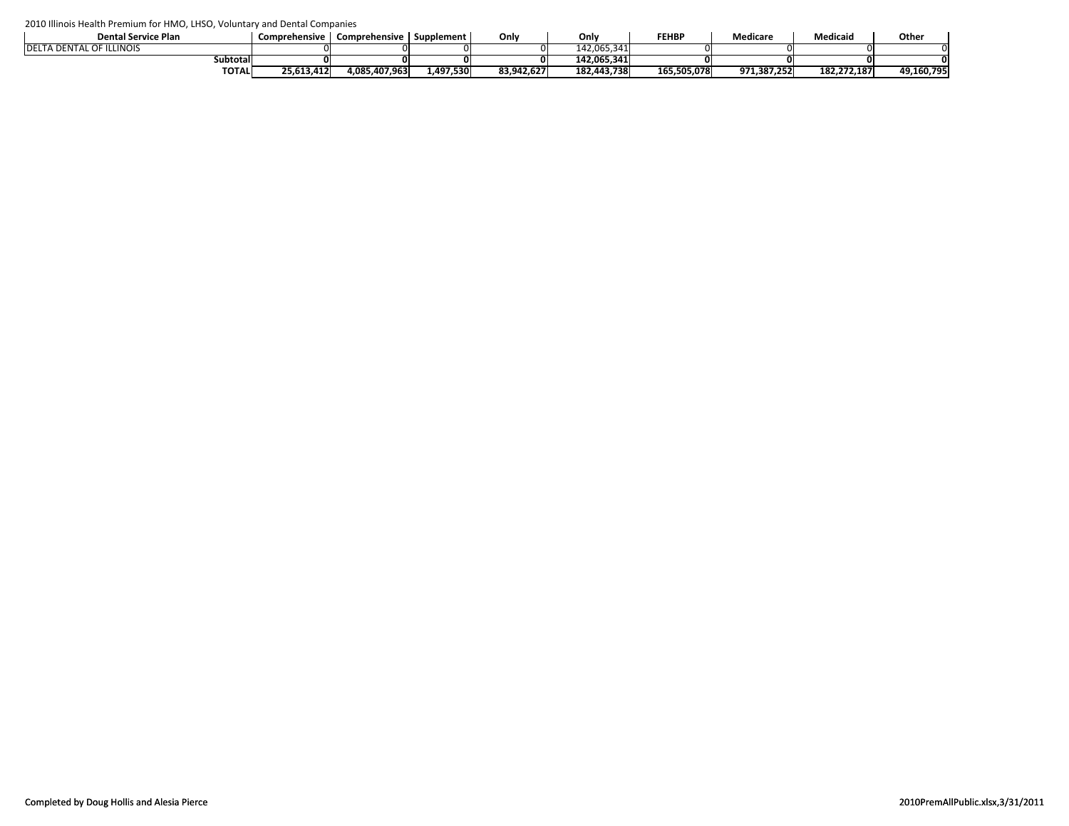2010 Illinois Health Premium for HMO, LHSO, Voluntary and Dental Companies

| Dental Service Plan | Comprehensive | Comprehensive | Supplement | Only | Only | FEHBP | Medicare | Medicaid | Other |
|---|---|---|---|---|---|---|---|---|---|
| DELTA DENTAL OF ILLINOIS | 0 | 0 | 0 | 0 | 142,065,341 | 0 | 0 | 0 | 0 |
| **Subtotal** | **0** | **0** | **0** | **0** | **142,065,341** | **0** | **0** | **0** | **0** |
| **TOTAL** | **25,613,412** | **4,085,407,963** | **1,497,530** | **83,942,627** | **182,443,738** | **165,505,078** | **971,387,252** | **182,272,187** | **49,160,795** |

Completed by Doug Hollis and Alesia Pierce

2010PremAllPublic.xlsx,3/31/2011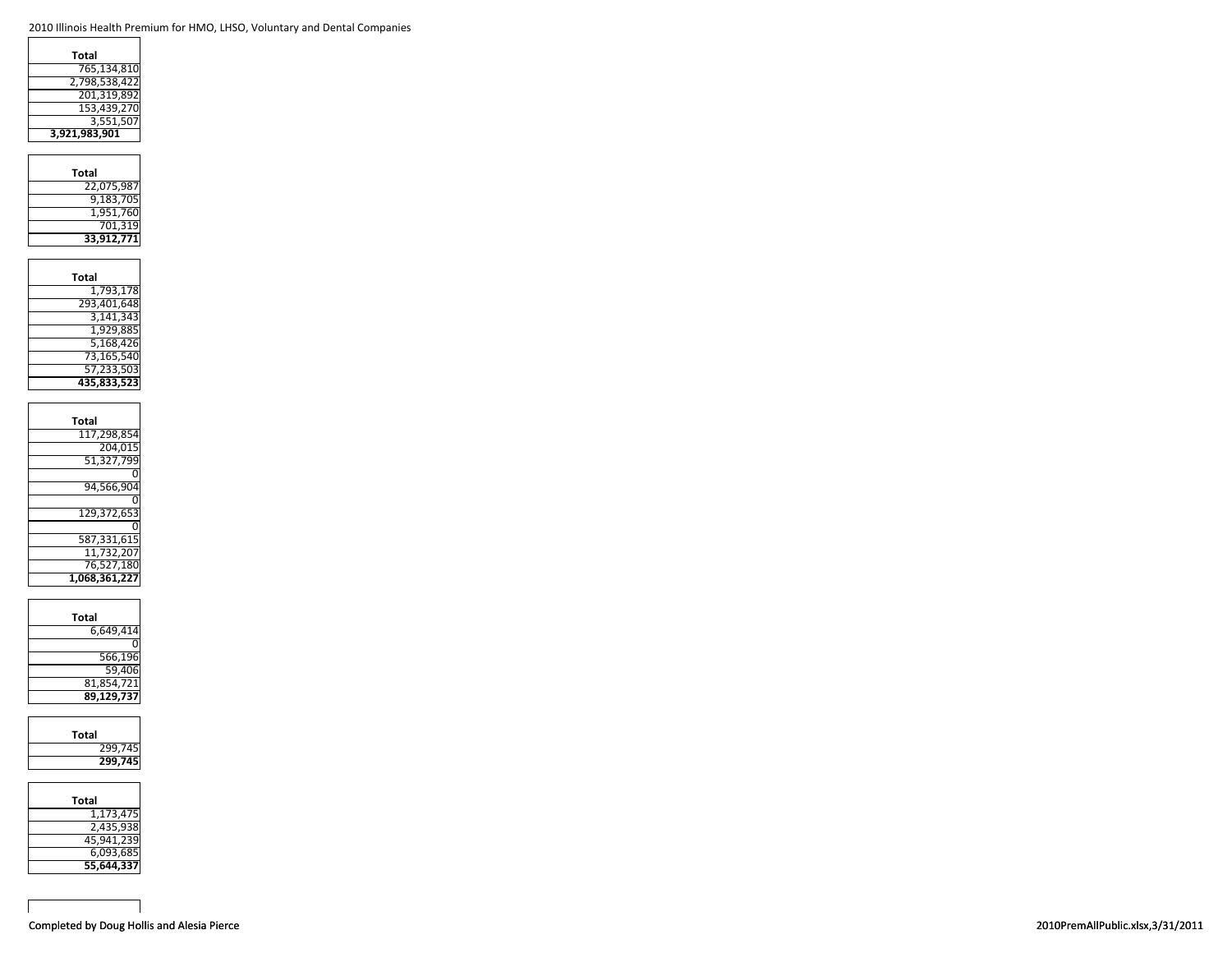2010 Illinois Health Premium for HMO, LHSO, Voluntary and Dental Companies

| Total |
|---|
| 765,134,810 |
| 2,798,538,422 |
| 201,319,892 |
| 153,439,270 |
| 3,551,507 |
| **3,921,983,901** |

| Total |
|---|
| 22,075,987 |
| 9,183,705 |
| 1,951,760 |
| 701,319 |
| **33,912,771** |

| Total |
|---|
| 1,793,178 |
| 293,401,648 |
| 3,141,343 |
| 1,929,885 |
| 5,168,426 |
| 73,165,540 |
| 57,233,503 |
| **435,833,523** |

| Total |
|---|
| 117,298,854 |
| 204,015 |
| 51,327,799 |
| 0 |
| 94,566,904 |
| 0 |
| 129,372,653 |
| 0 |
| 587,331,615 |
| 11,732,207 |
| 76,527,180 |
| **1,068,361,227** |

| Total |
|---|
| 6,649,414 |
| 0 |
| 566,196 |
| 59,406 |
| 81,854,721 |
| **89,129,737** |

| Total |
|---|
| 299,745 |
| **299,745** |

| Total |
|---|
| 1,173,475 |
| 2,435,938 |
| 45,941,239 |
| 6,093,685 |
| **55,644,337** |

Completed by Doug Hollis and Alesia Pierce

2010PremAllPublic.xlsx,3/31/2011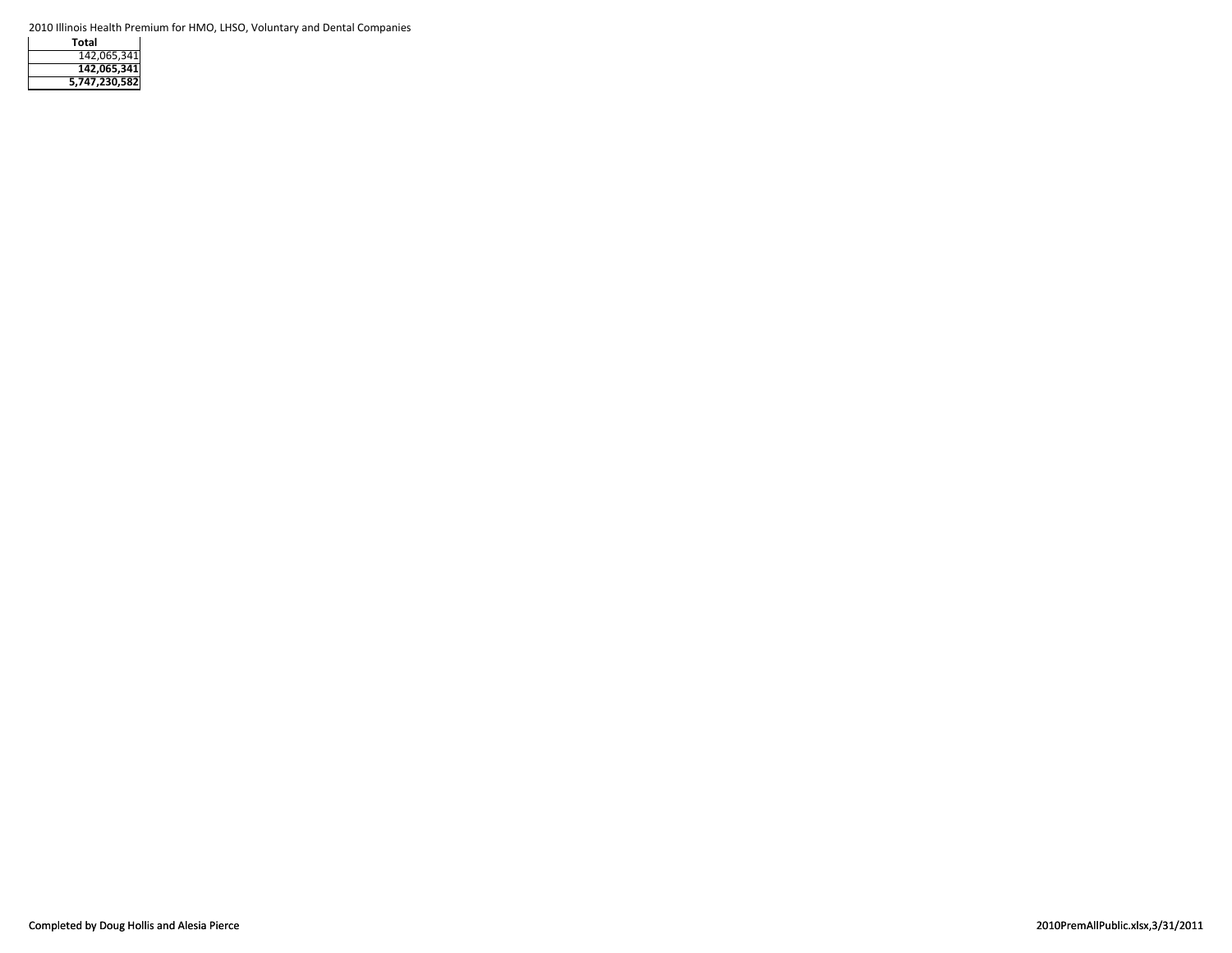| Total |
|---:|
| 142,065,341 |
| **142,065,341** |
| **5,747,230,582** |